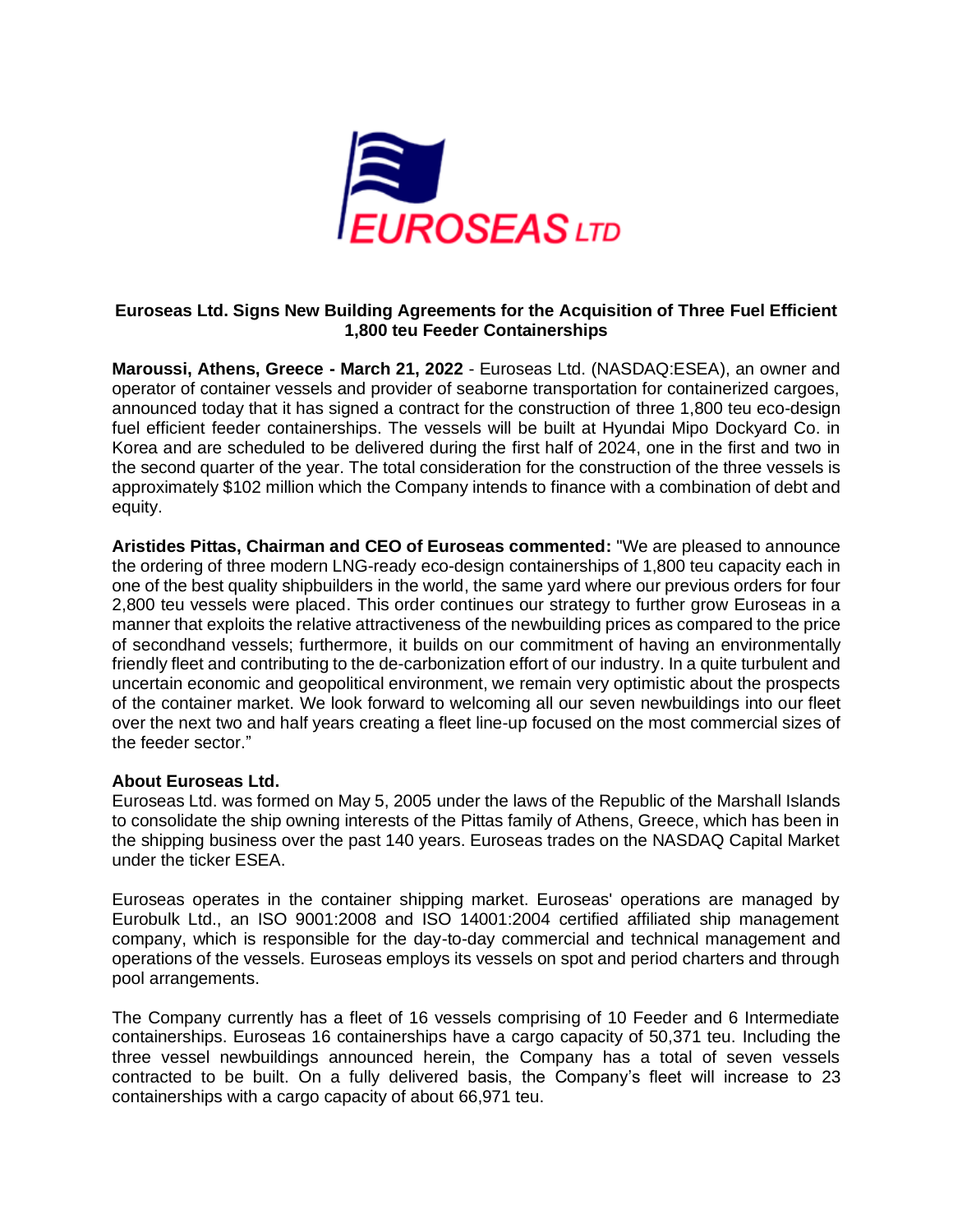# Euroseas Ltd. Signs New Building Agreements for the Acquisition of Three Fuel Efficient 1,800 teu Feeder Containerships

**Maroussi, Athens, Greece - March 21, 2022** - Euroseas Ltd. (NASDAQ:ESEA), an owner and operator of container vessels and provider of seaborne transportation for containerized cargoes, announced today that it has signed a contract for the construction of three 1,800 teu eco-design fuel efficient feeder containerships. The vessels will be built at Hyundai Mipo Dockyard Co. in Korea and are scheduled to be delivered during the first half of 2024, one in the first and two in the second quarter of the year. The total consideration for the construction of the three vessels is approximately $102 million which the Company intends to finance with a combination of debt and equity.

**Aristides Pittas, Chairman and CEO of Euroseas commented:** "We are pleased to announce the ordering of three modern LNG-ready eco-design containerships of 1,800 teu capacity each in one of the best quality shipbuilders in the world, the same yard where our previous orders for four 2,800 teu vessels were placed. This order continues our strategy to further grow Euroseas in a manner that exploits the relative attractiveness of the newbuilding prices as compared to the price of secondhand vessels; furthermore, it builds on our commitment of having an environmentally friendly fleet and contributing to the de-carbonization effort of our industry. In a quite turbulent and uncertain economic and geopolitical environment, we remain very optimistic about the prospects of the container market. We look forward to welcoming all our seven newbuildings into our fleet over the next two and half years creating a fleet line-up focused on the most commercial sizes of the feeder sector."

**About Euroseas Ltd.**

Euroseas Ltd. was formed on May 5, 2005 under the laws of the Republic of the Marshall Islands to consolidate the ship owning interests of the Pittas family of Athens, Greece, which has been in the shipping business over the past 140 years. Euroseas trades on the NASDAQ Capital Market under the ticker ESEA.

Euroseas operates in the container shipping market. Euroseas' operations are managed by Eurobulk Ltd., an ISO 9001:2008 and ISO 14001:2004 certified affiliated ship management company, which is responsible for the day-to-day commercial and technical management and operations of the vessels. Euroseas employs its vessels on spot and period charters and through pool arrangements.

The Company currently has a fleet of 16 vessels comprising of 10 Feeder and 6 Intermediate containerships. Euroseas 16 containerships have a cargo capacity of 50,371 teu. Including the three vessel newbuildings announced herein, the Company has a total of seven vessels contracted to be built. On a fully delivered basis, the Company's fleet will increase to 23 containerships with a cargo capacity of about 66,971 teu.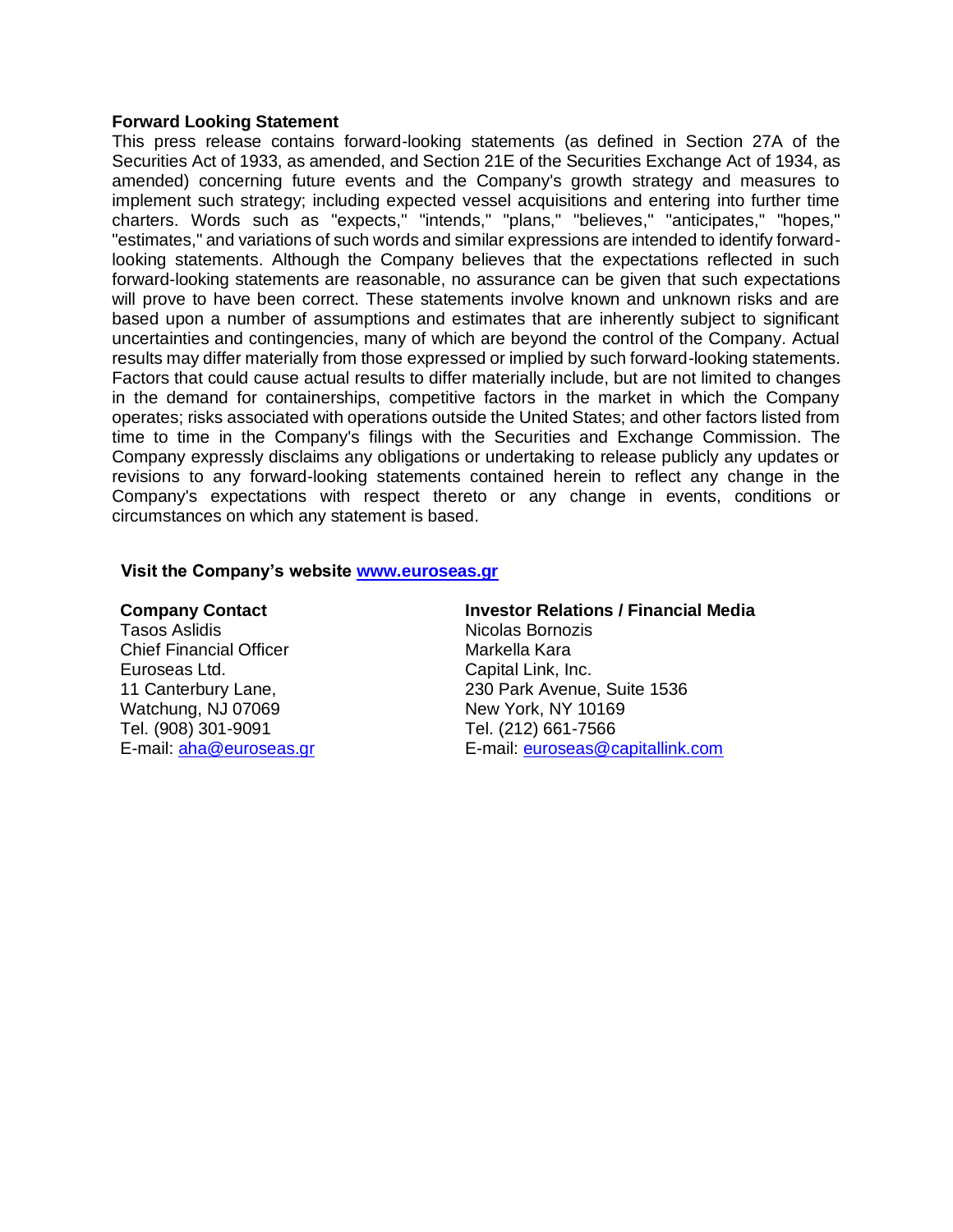**Forward Looking Statement**

This press release contains forward-looking statements (as defined in Section 27A of the Securities Act of 1933, as amended, and Section 21E of the Securities Exchange Act of 1934, as amended) concerning future events and the Company's growth strategy and measures to implement such strategy; including expected vessel acquisitions and entering into further time charters. Words such as "expects," "intends," "plans," "believes," "anticipates," "hopes," "estimates," and variations of such words and similar expressions are intended to identify forward-looking statements. Although the Company believes that the expectations reflected in such forward-looking statements are reasonable, no assurance can be given that such expectations will prove to have been correct. These statements involve known and unknown risks and are based upon a number of assumptions and estimates that are inherently subject to significant uncertainties and contingencies, many of which are beyond the control of the Company. Actual results may differ materially from those expressed or implied by such forward-looking statements. Factors that could cause actual results to differ materially include, but are not limited to changes in the demand for containerships, competitive factors in the market in which the Company operates; risks associated with operations outside the United States; and other factors listed from time to time in the Company's filings with the Securities and Exchange Commission. The Company expressly disclaims any obligations or undertaking to release publicly any updates or revisions to any forward-looking statements contained herein to reflect any change in the Company's expectations with respect thereto or any change in events, conditions or circumstances on which any statement is based.

**Visit the Company's website [www.euroseas.gr](http://www.euroseas.gr)**

**Company Contact**
Tasos Aslidis
Chief Financial Officer
Euroseas Ltd.
11 Canterbury Lane,
Watchung, NJ 07069
Tel. (908) 301-9091
E-mail: [aha@euroseas.gr](mailto:aha@euroseas.gr)

**Investor Relations / Financial Media**
Nicolas Bornozis
Markella Kara
Capital Link, Inc.
230 Park Avenue, Suite 1536
New York, NY 10169
Tel. (212) 661-7566
E-mail: [euroseas@capitallink.com](mailto:euroseas@capitallink.com)